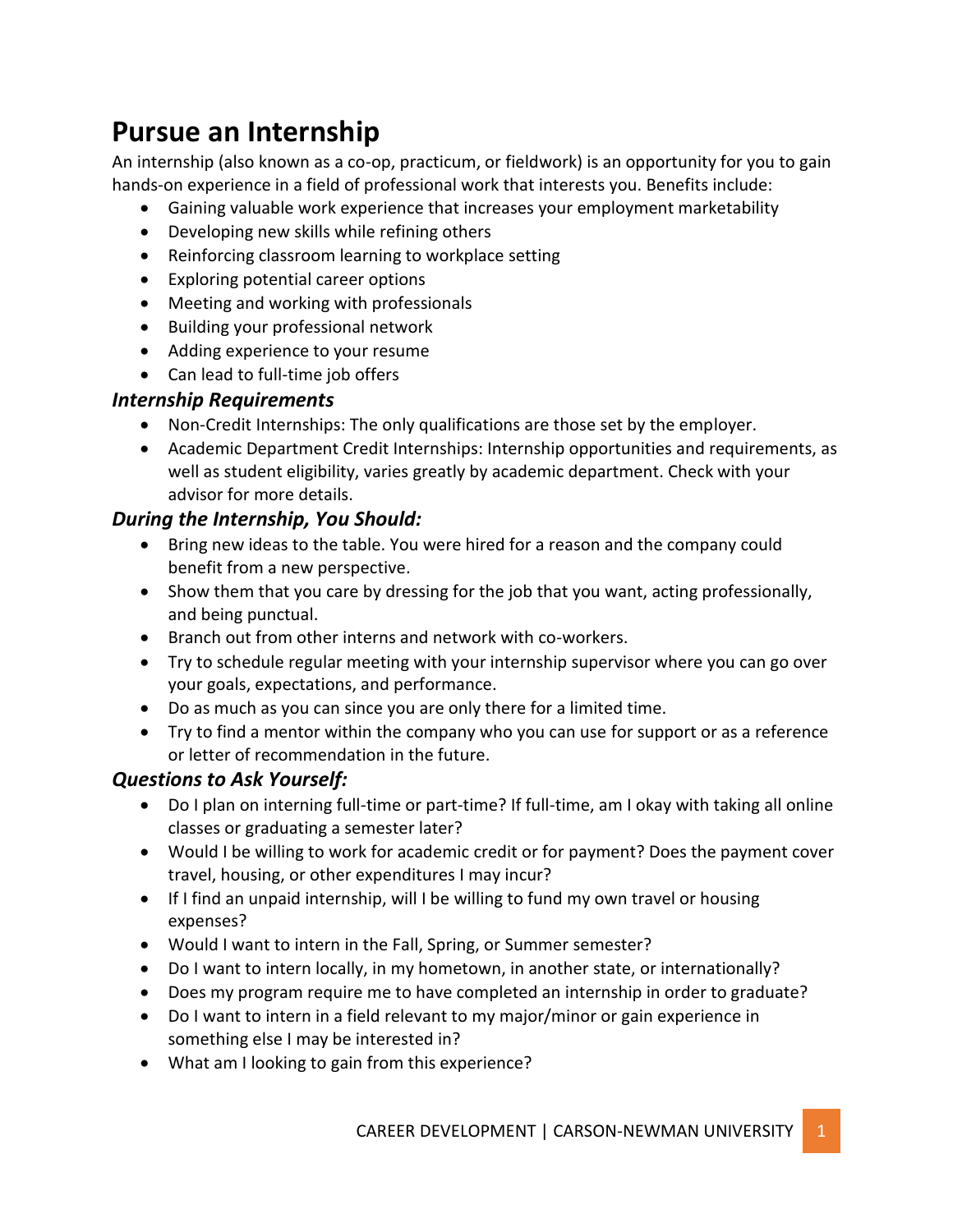# Pursue an Internship

An internship (also known as a co-op, practicum, or fieldwork) is an opportunity for you to gain hands-on experience in a field of professional work that interests you. Benefits include:

- Gaining valuable work experience that increases your employment marketability
- Developing new skills while refining others
- Reinforcing classroom learning to workplace setting
- Exploring potential career options
- Meeting and working with professionals
- Building your professional network
- Adding experience to your resume
- Can lead to full-time job offers

### *Internship Requirements*

- Non-Credit Internships: The only qualifications are those set by the employer.
- Academic Department Credit Internships: Internship opportunities and requirements, as well as student eligibility, varies greatly by academic department. Check with your advisor for more details.

### *During the Internship, You Should:*

- Bring new ideas to the table. You were hired for a reason and the company could benefit from a new perspective.
- Show them that you care by dressing for the job that you want, acting professionally, and being punctual.
- Branch out from other interns and network with co-workers.
- Try to schedule regular meeting with your internship supervisor where you can go over your goals, expectations, and performance.
- Do as much as you can since you are only there for a limited time.
- Try to find a mentor within the company who you can use for support or as a reference or letter of recommendation in the future.

### *Questions to Ask Yourself:*

- Do I plan on interning full-time or part-time? If full-time, am I okay with taking all online classes or graduating a semester later?
- Would I be willing to work for academic credit or for payment? Does the payment cover travel, housing, or other expenditures I may incur?
- If I find an unpaid internship, will I be willing to fund my own travel or housing expenses?
- Would I want to intern in the Fall, Spring, or Summer semester?
- Do I want to intern locally, in my hometown, in another state, or internationally?
- Does my program require me to have completed an internship in order to graduate?
- Do I want to intern in a field relevant to my major/minor or gain experience in something else I may be interested in?
- What am I looking to gain from this experience?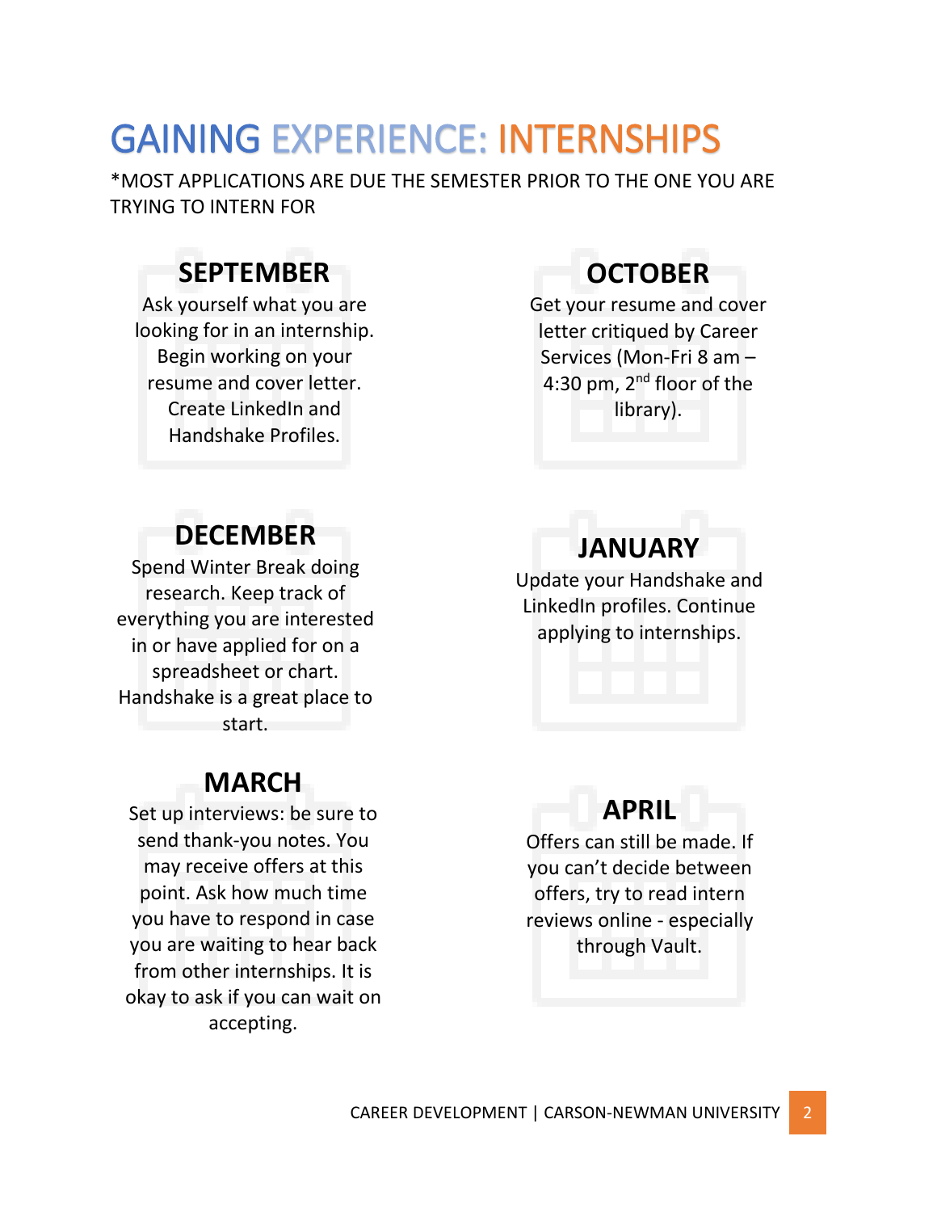# GAINING EXPERIENCE: INTERNSHIPS

*MOST APPLICATIONS ARE DUE THE SEMESTER PRIOR TO THE ONE YOU ARE TRYING TO INTERN FOR

## SEPTEMBER

Ask yourself what you are looking for in an internship. Begin working on your resume and cover letter. Create LinkedIn and Handshake Profiles.

## OCTOBER

Get your resume and cover letter critiqued by Career Services (Mon-Fri 8 am – 4:30 pm, 2nd floor of the library).

## DECEMBER

Spend Winter Break doing research. Keep track of everything you are interested in or have applied for on a spreadsheet or chart. Handshake is a great place to start.

## JANUARY

Update your Handshake and LinkedIn profiles. Continue applying to internships.

## MARCH

Set up interviews: be sure to send thank-you notes. You may receive offers at this point. Ask how much time you have to respond in case you are waiting to hear back from other internships. It is okay to ask if you can wait on accepting.

## APRIL

Offers can still be made. If you can't decide between offers, try to read intern reviews online - especially through Vault.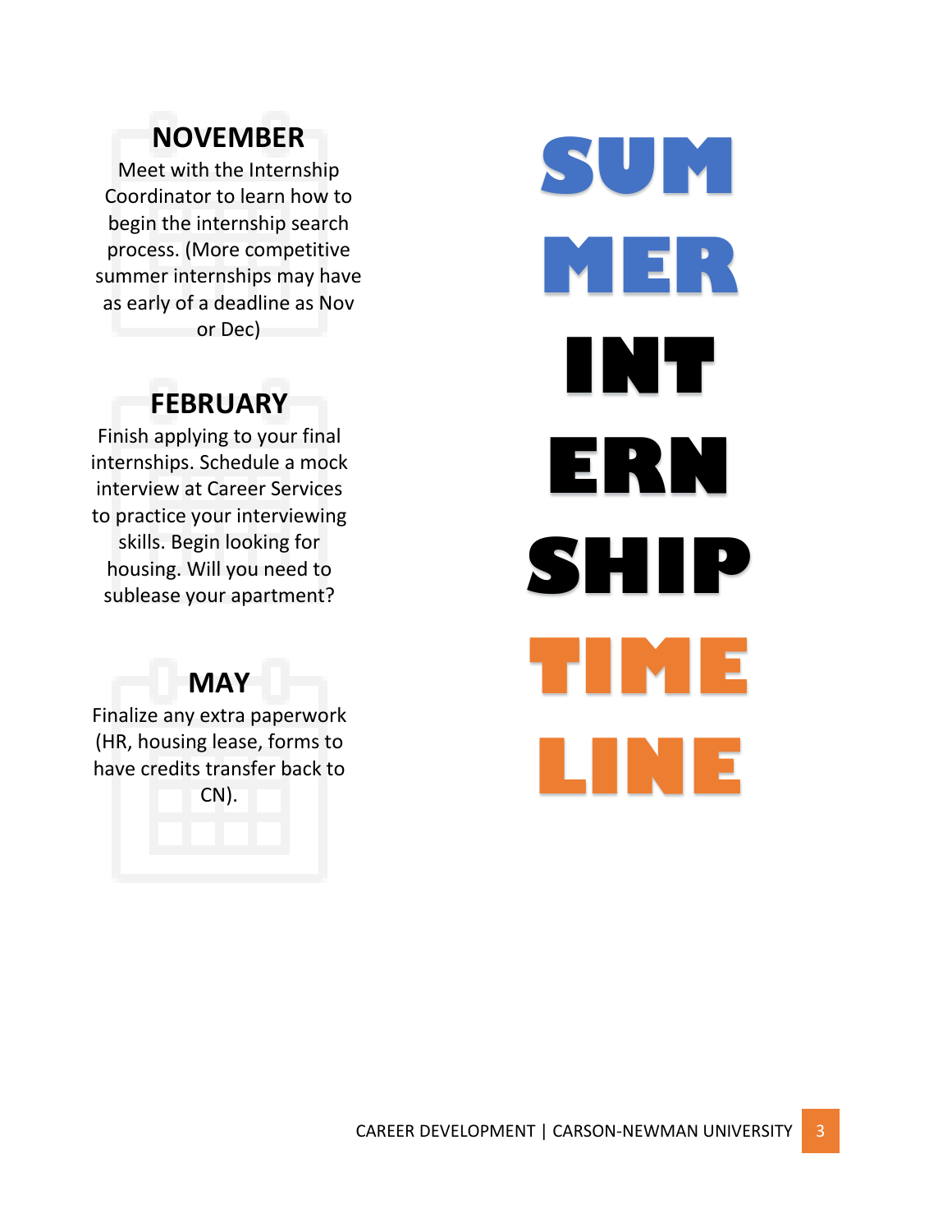# SUMMER INTERNSHIP TIMELINE

## NOVEMBER

Meet with the Internship Coordinator to learn how to begin the internship search process. (More competitive summer internships may have as early of a deadline as Nov or Dec)

## FEBRUARY

Finish applying to your final internships. Schedule a mock interview at Career Services to practice your interviewing skills. Begin looking for housing. Will you need to sublease your apartment?

## MAY

Finalize any extra paperwork (HR, housing lease, forms to have credits transfer back to CN).